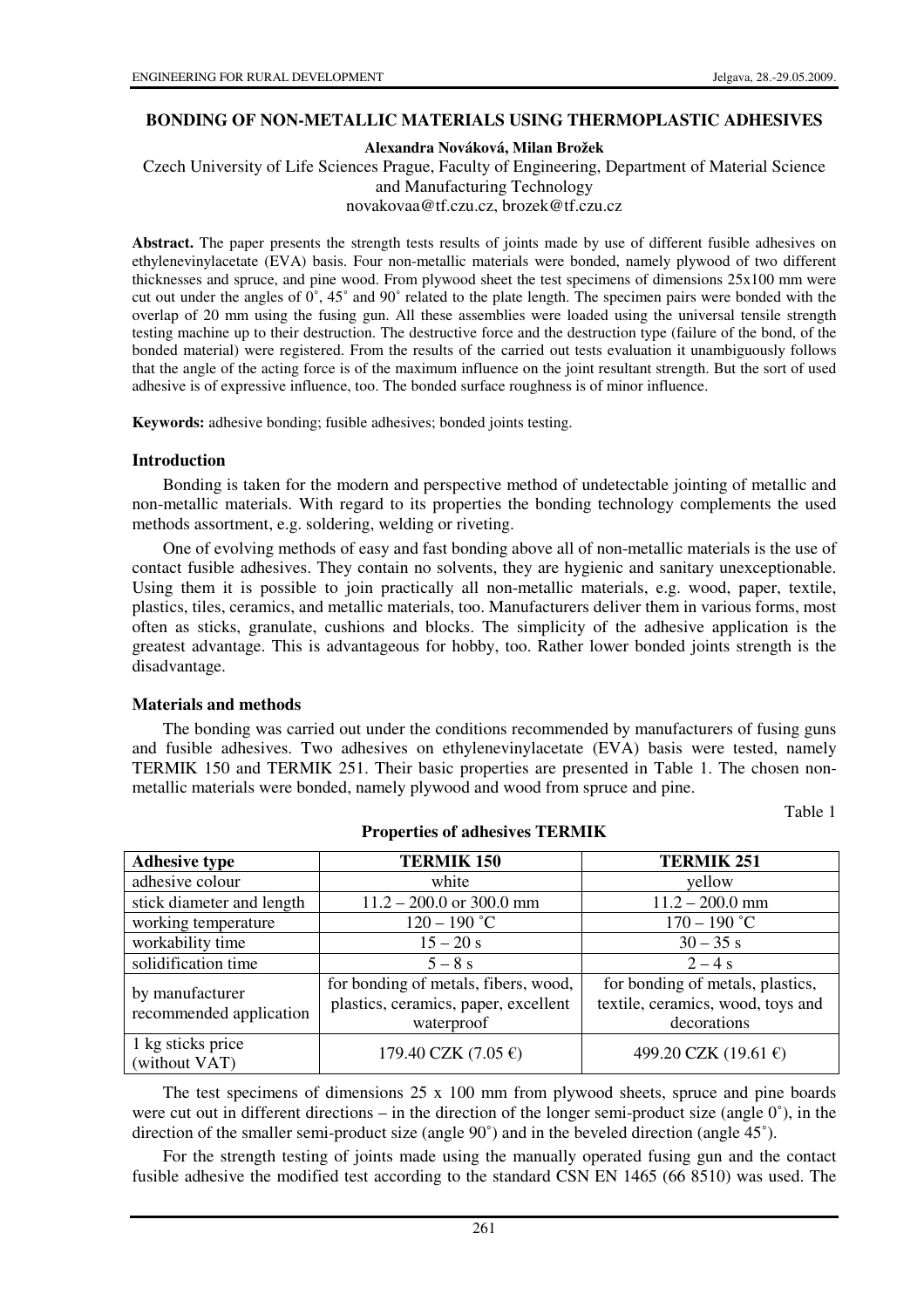# BONDING OF NON-METALLIC MATERIALS USING THERMOPLASTIC ADHESIVES

**Alexandra Nováková, Milan Brožek**

Czech University of Life Sciences Prague, Faculty of Engineering, Department of Material Science and Manufacturing Technology

novakovaa@tf.czu.cz, brozek@tf.czu.cz

**Abstract.** The paper presents the strength tests results of joints made by use of different fusible adhesives on ethylenevinylacetate (EVA) basis. Four non-metallic materials were bonded, namely plywood of two different thicknesses and spruce, and pine wood. From plywood sheet the test specimens of dimensions 25x100 mm were cut out under the angles of 0˚, 45˚ and 90˚ related to the plate length. The specimen pairs were bonded with the overlap of 20 mm using the fusing gun. All these assemblies were loaded using the universal tensile strength testing machine up to their destruction. The destructive force and the destruction type (failure of the bond, of the bonded material) were registered. From the results of the carried out tests evaluation it unambiguously follows that the angle of the acting force is of the maximum influence on the joint resultant strength. But the sort of used adhesive is of expressive influence, too. The bonded surface roughness is of minor influence.

**Keywords:** adhesive bonding; fusible adhesives; bonded joints testing.

## Introduction

Bonding is taken for the modern and perspective method of undetectable jointing of metallic and non-metallic materials. With regard to its properties the bonding technology complements the used methods assortment, e.g. soldering, welding or riveting.

One of evolving methods of easy and fast bonding above all of non-metallic materials is the use of contact fusible adhesives. They contain no solvents, they are hygienic and sanitary unexceptionable. Using them it is possible to join practically all non-metallic materials, e.g. wood, paper, textile, plastics, tiles, ceramics, and metallic materials, too. Manufacturers deliver them in various forms, most often as sticks, granulate, cushions and blocks. The simplicity of the adhesive application is the greatest advantage. This is advantageous for hobby, too. Rather lower bonded joints strength is the disadvantage.

## Materials and methods

The bonding was carried out under the conditions recommended by manufacturers of fusing guns and fusible adhesives. Two adhesives on ethylenevinylacetate (EVA) basis were tested, namely TERMIK 150 and TERMIK 251. Their basic properties are presented in Table 1. The chosen non-metallic materials were bonded, namely plywood and wood from spruce and pine.

Table 1

**Properties of adhesives TERMIK**

| Adhesive type | TERMIK 150 | TERMIK 251 |
|---|---|---|
| adhesive colour | white | yellow |
| stick diameter and length | 11.2 – 200.0 or 300.0 mm | 11.2 – 200.0 mm |
| working temperature | 120 – 190 ˚C | 170 – 190 ˚C |
| workability time | 15 – 20 s | 30 – 35 s |
| solidification time | 5 – 8 s | 2 – 4 s |
| by manufacturer recommended application | for bonding of metals, fibers, wood, plastics, ceramics, paper, excellent waterproof | for bonding of metals, plastics, textile, ceramics, wood, toys and decorations |
| 1 kg sticks price (without VAT) | 179.40 CZK (7.05 €) | 499.20 CZK (19.61 €) |

The test specimens of dimensions 25 x 100 mm from plywood sheets, spruce and pine boards were cut out in different directions – in the direction of the longer semi-product size (angle 0˚), in the direction of the smaller semi-product size (angle 90˚) and in the beveled direction (angle 45˚).

For the strength testing of joints made using the manually operated fusing gun and the contact fusible adhesive the modified test according to the standard CSN EN 1465 (66 8510) was used. The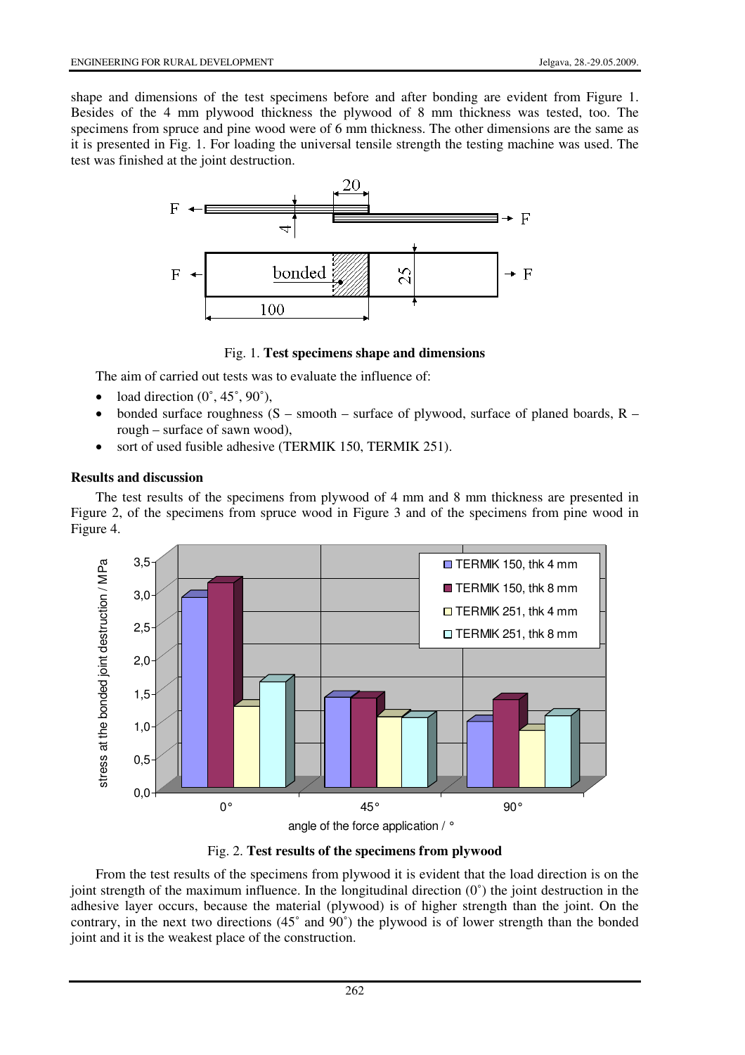shape and dimensions of the test specimens before and after bonding are evident from Figure 1. Besides of the 4 mm plywood thickness the plywood of 8 mm thickness was tested, too. The specimens from spruce and pine wood were of 6 mm thickness. The other dimensions are the same as it is presented in Fig. 1. For loading the universal tensile strength the testing machine was used. The test was finished at the joint destruction.

Fig. 1. **Test specimens shape and dimensions**

The aim of carried out tests was to evaluate the influence of:

- load direction (0˚, 45˚, 90˚),
- bonded surface roughness (S – smooth – surface of plywood, surface of planed boards, R – rough – surface of sawn wood),
- sort of used fusible adhesive (TERMIK 150, TERMIK 251).

**Results and discussion**

The test results of the specimens from plywood of 4 mm and 8 mm thickness are presented in Figure 2, of the specimens from spruce wood in Figure 3 and of the specimens from pine wood in Figure 4.

Fig. 2. **Test results of the specimens from plywood**

From the test results of the specimens from plywood it is evident that the load direction is on the joint strength of the maximum influence. In the longitudinal direction (0˚) the joint destruction in the adhesive layer occurs, because the material (plywood) is of higher strength than the joint. On the contrary, in the next two directions (45˚ and 90˚) the plywood is of lower strength than the bonded joint and it is the weakest place of the construction.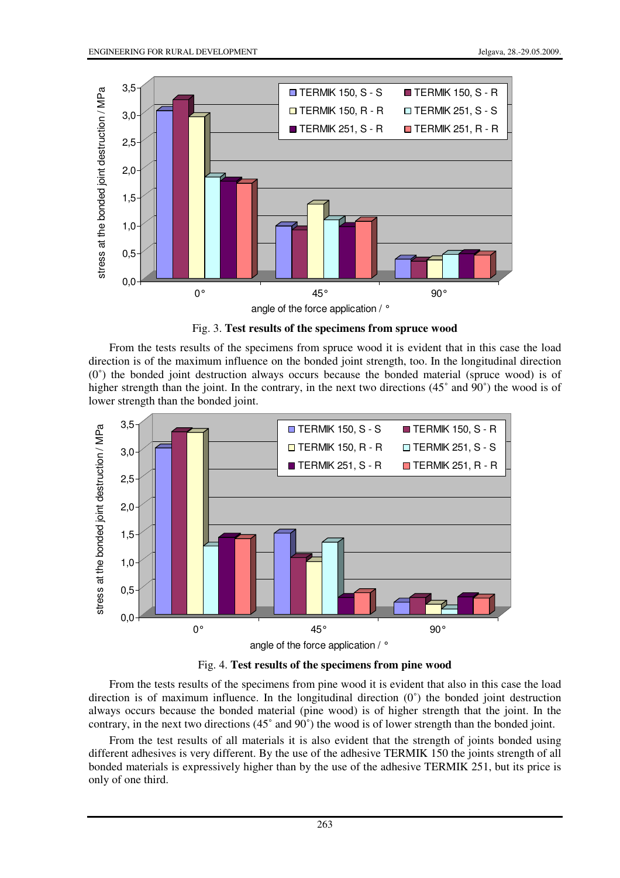Fig. 3. **Test results of the specimens from spruce wood**

From the tests results of the specimens from spruce wood it is evident that in this case the load direction is of the maximum influence on the bonded joint strength, too. In the longitudinal direction (0˚) the bonded joint destruction always occurs because the bonded material (spruce wood) is of higher strength than the joint. In the contrary, in the next two directions (45˚ and 90˚) the wood is of lower strength than the bonded joint.

Fig. 4. **Test results of the specimens from pine wood**

From the tests results of the specimens from pine wood it is evident that also in this case the load direction is of maximum influence. In the longitudinal direction (0˚) the bonded joint destruction always occurs because the bonded material (pine wood) is of higher strength that the joint. In the contrary, in the next two directions (45˚ and 90˚) the wood is of lower strength than the bonded joint.

From the test results of all materials it is also evident that the strength of joints bonded using different adhesives is very different. By the use of the adhesive TERMIK 150 the joints strength of all bonded materials is expressively higher than by the use of the adhesive TERMIK 251, but its price is only of one third.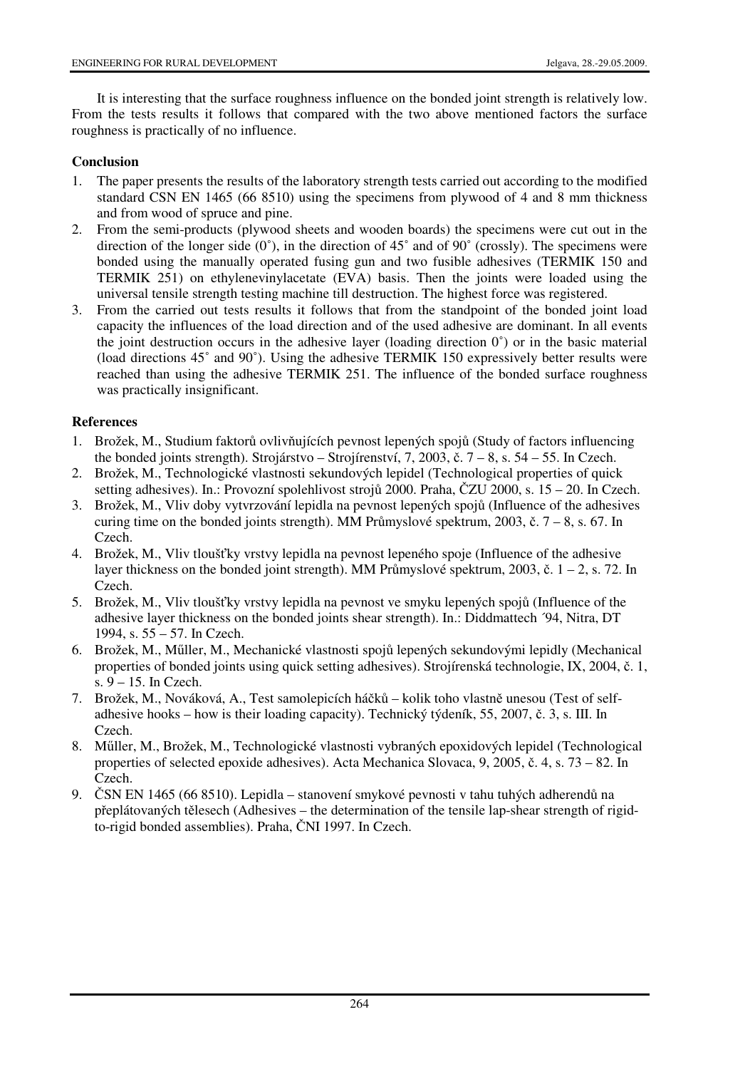It is interesting that the surface roughness influence on the bonded joint strength is relatively low. From the tests results it follows that compared with the two above mentioned factors the surface roughness is practically of no influence.

## Conclusion

1. The paper presents the results of the laboratory strength tests carried out according to the modified standard CSN EN 1465 (66 8510) using the specimens from plywood of 4 and 8 mm thickness and from wood of spruce and pine.
2. From the semi-products (plywood sheets and wooden boards) the specimens were cut out in the direction of the longer side (0˚), in the direction of 45˚ and of 90˚ (crossly). The specimens were bonded using the manually operated fusing gun and two fusible adhesives (TERMIK 150 and TERMIK 251) on ethylenevinylacetate (EVA) basis. Then the joints were loaded using the universal tensile strength testing machine till destruction. The highest force was registered.
3. From the carried out tests results it follows that from the standpoint of the bonded joint load capacity the influences of the load direction and of the used adhesive are dominant. In all events the joint destruction occurs in the adhesive layer (loading direction 0˚) or in the basic material (load directions 45˚ and 90˚). Using the adhesive TERMIK 150 expressively better results were reached than using the adhesive TERMIK 251. The influence of the bonded surface roughness was practically insignificant.

## References

1. Brožek, M., Studium faktorů ovlivňujících pevnost lepených spojů (Study of factors influencing the bonded joints strength). Strojárstvo – Strojírenství, 7, 2003, č. 7 – 8, s. 54 – 55. In Czech.
2. Brožek, M., Technologické vlastnosti sekundových lepidel (Technological properties of quick setting adhesives). In.: Provozní spolehlivost strojů 2000. Praha, ČZU 2000, s. 15 – 20. In Czech.
3. Brožek, M., Vliv doby vytvrzování lepidla na pevnost lepených spojů (Influence of the adhesives curing time on the bonded joints strength). MM Průmyslové spektrum, 2003, č. 7 – 8, s. 67. In Czech.
4. Brožek, M., Vliv tloušťky vrstvy lepidla na pevnost lepeného spoje (Influence of the adhesive layer thickness on the bonded joint strength). MM Průmyslové spektrum, 2003, č. 1 – 2, s. 72. In Czech.
5. Brožek, M., Vliv tloušťky vrstvy lepidla na pevnost ve smyku lepených spojů (Influence of the adhesive layer thickness on the bonded joints shear strength). In.: Diddmattech ´94, Nitra, DT 1994, s. 55 – 57. In Czech.
6. Brožek, M., Műller, M., Mechanické vlastnosti spojů lepených sekundovými lepidly (Mechanical properties of bonded joints using quick setting adhesives). Strojírenská technologie, IX, 2004, č. 1, s. 9 – 15. In Czech.
7. Brožek, M., Nováková, A., Test samolepicích háčků – kolik toho vlastně unesou (Test of self-adhesive hooks – how is their loading capacity). Technický týdeník, 55, 2007, č. 3, s. III. In Czech.
8. Műller, M., Brožek, M., Technologické vlastnosti vybraných epoxidových lepidel (Technological properties of selected epoxide adhesives). Acta Mechanica Slovaca, 9, 2005, č. 4, s. 73 – 82. In Czech.
9. ČSN EN 1465 (66 8510). Lepidla – stanovení smykové pevnosti v tahu tuhých adherendů na přeplátovaných tělesech (Adhesives – the determination of the tensile lap-shear strength of rigid-to-rigid bonded assemblies). Praha, ČNI 1997. In Czech.